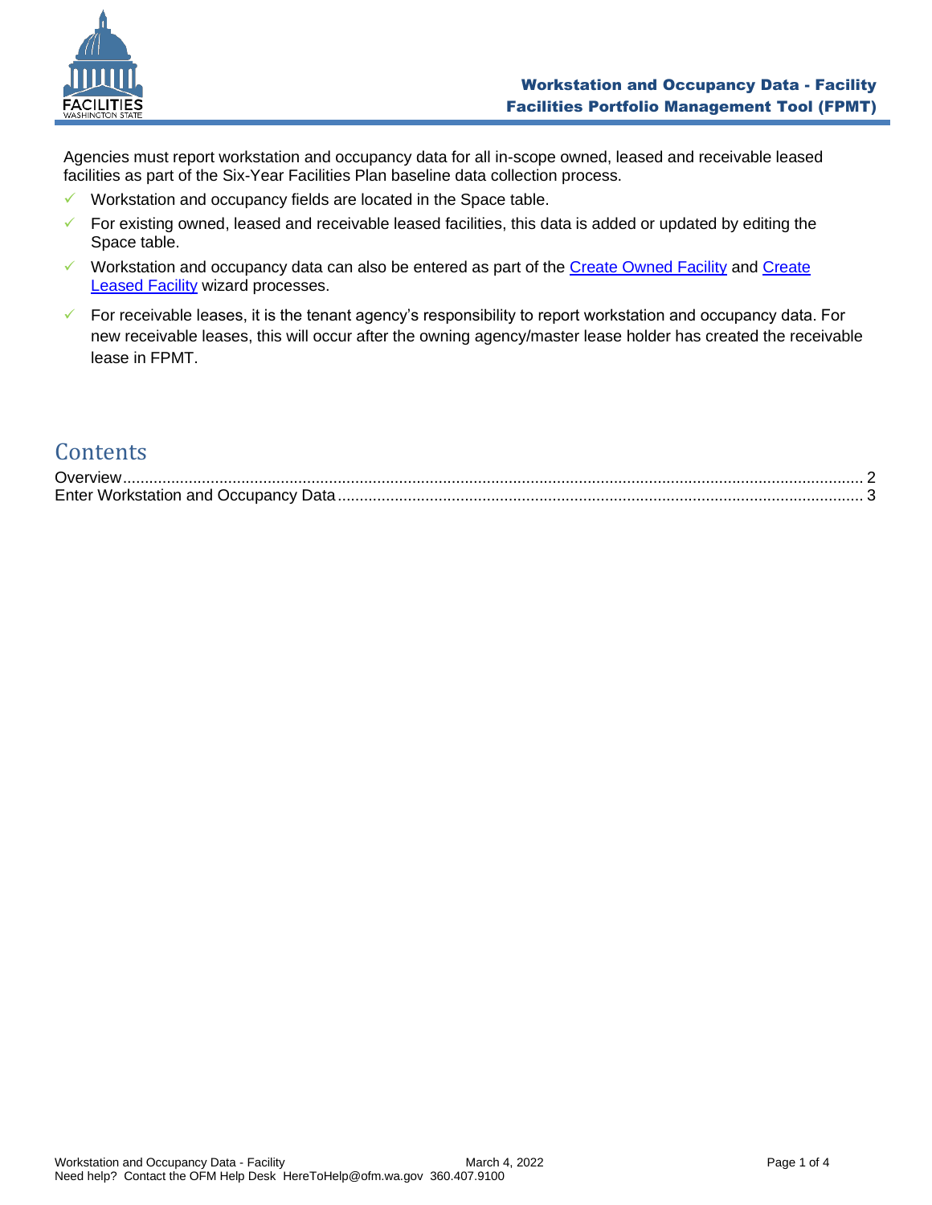# Workstation and Occupancy Data - Facility
## Facilities Portfolio Management Tool (FPMT)

Agencies must report workstation and occupancy data for all in-scope owned, leased and receivable leased facilities as part of the Six-Year Facilities Plan baseline data collection process.

- ✓ Workstation and occupancy fields are located in the Space table.
- ✓ For existing owned, leased and receivable leased facilities, this data is added or updated by editing the Space table.
- ✓ Workstation and occupancy data can also be entered as part of the Create Owned Facility and Create Leased Facility wizard processes.
- ✓ For receivable leases, it is the tenant agency's responsibility to report workstation and occupancy data. For new receivable leases, this will occur after the owning agency/master lease holder has created the receivable lease in FPMT.

## Contents

Overview ........................................................................ 2
Enter Workstation and Occupancy Data ........................................................................ 3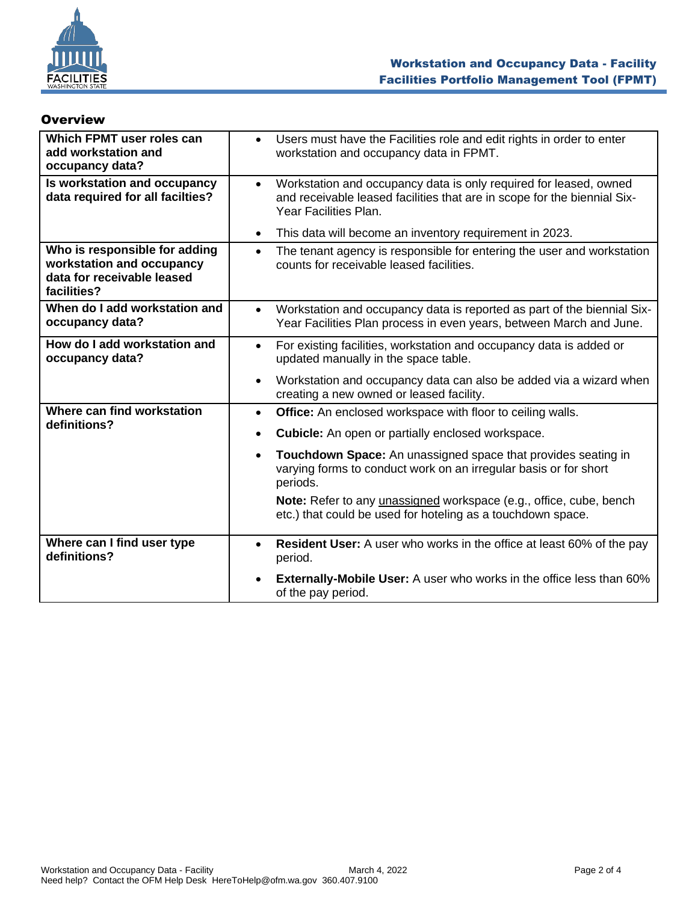## Overview

| Which FPMT user roles can add workstation and occupancy data? | • Users must have the Facilities role and edit rights in order to enter workstation and occupancy data in FPMT. |
|---|---|
| **Is workstation and occupancy data required for all facilties?** | • Workstation and occupancy data is only required for leased, owned and receivable leased facilities that are in scope for the biennial Six-Year Facilities Plan.<br>• This data will become an inventory requirement in 2023. |
| **Who is responsible for adding workstation and occupancy data for receivable leased facilities?** | • The tenant agency is responsible for entering the user and workstation counts for receivable leased facilities. |
| **When do I add workstation and occupancy data?** | • Workstation and occupancy data is reported as part of the biennial Six-Year Facilities Plan process in even years, between March and June. |
| **How do I add workstation and occupancy data?** | • For existing facilities, workstation and occupancy data is added or updated manually in the space table.<br>• Workstation and occupancy data can also be added via a wizard when creating a new owned or leased facility. |
| **Where can find workstation definitions?** | • **Office:** An enclosed workspace with floor to ceiling walls.<br>• **Cubicle:** An open or partially enclosed workspace.<br>• **Touchdown Space:** An unassigned space that provides seating in varying forms to conduct work on an irregular basis or for short periods.<br>**Note:** Refer to any unassigned workspace (e.g., office, cube, bench etc.) that could be used for hoteling as a touchdown space. |
| **Where can I find user type definitions?** | • **Resident User:** A user who works in the office at least 60% of the pay period.<br>• **Externally-Mobile User:** A user who works in the office less than 60% of the pay period. |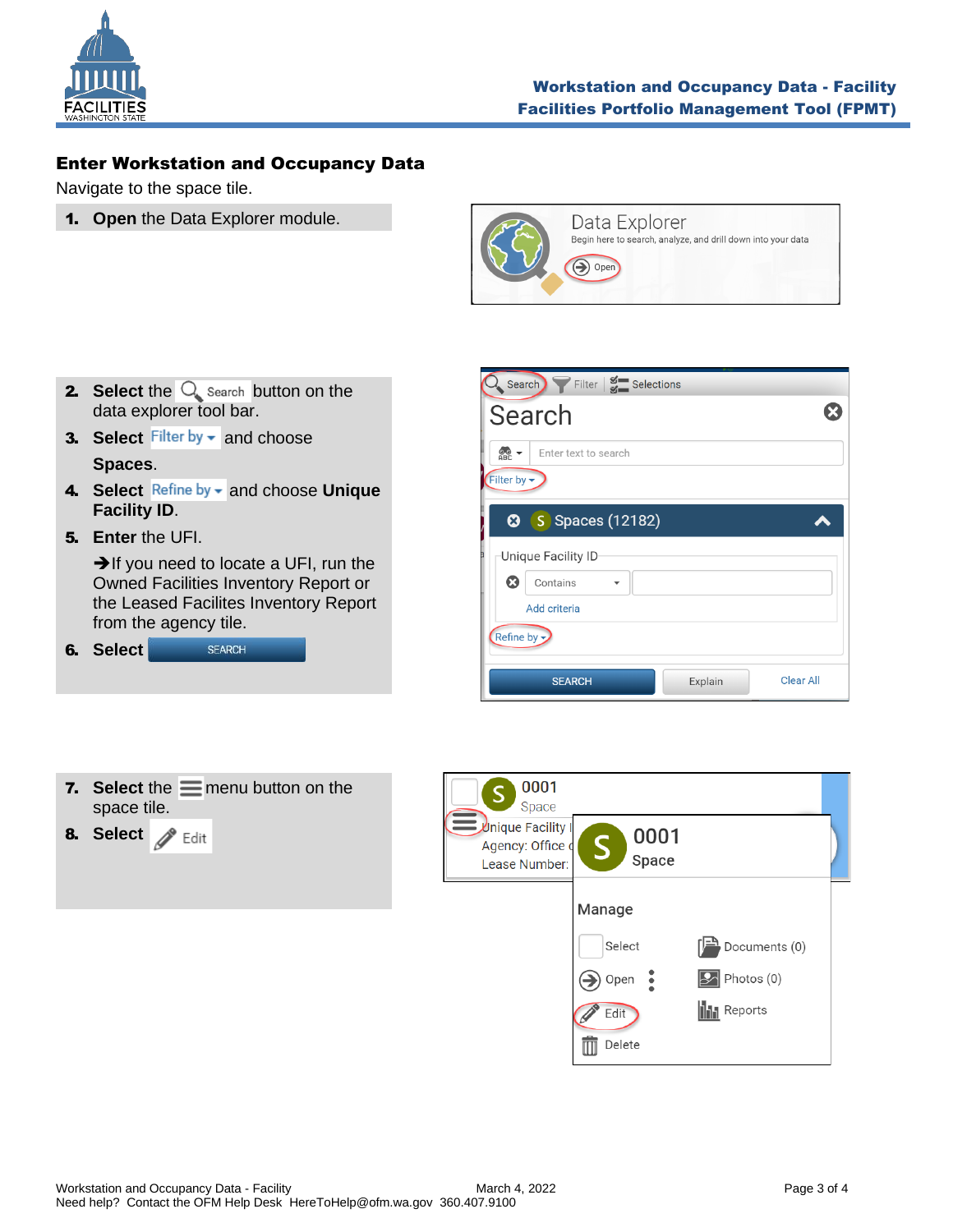## Enter Workstation and Occupancy Data

Navigate to the space tile.

1. **Open** the Data Explorer module.

2. **Select** the Search button on the data explorer tool bar.
3. **Select** Filter by and choose **Spaces**.
4. **Select** Refine by and choose **Unique Facility ID**.
5. **Enter** the UFI.

   ➔If you need to locate a UFI, run the Owned Facilities Inventory Report or the Leased Facilites Inventory Report from the agency tile.
6. **Select** SEARCH

7. **Select** the menu button on the space tile.
8. **Select** Edit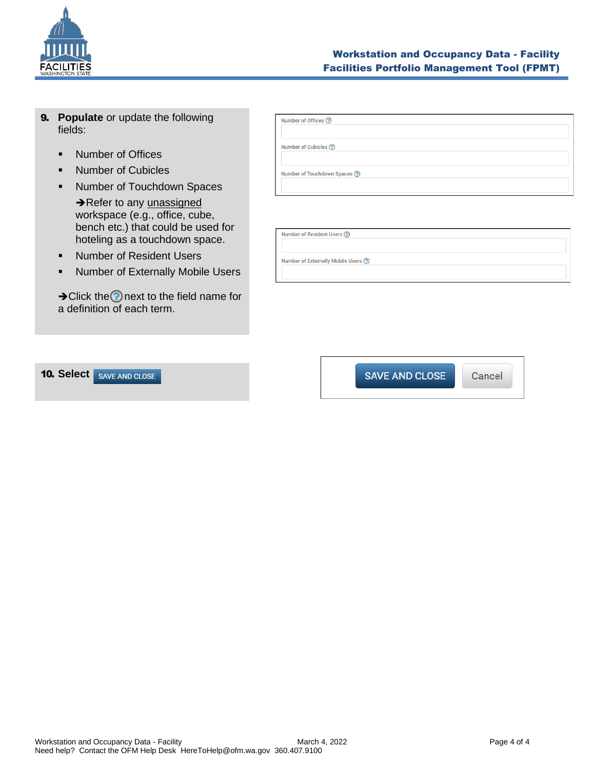9. **Populate** or update the following fields:

   - Number of Offices
   - Number of Cubicles
   - Number of Touchdown Spaces

     ➔Refer to any unassigned workspace (e.g., office, cube, bench etc.) that could be used for hoteling as a touchdown space.
   - Number of Resident Users
   - Number of Externally Mobile Users

   ➔Click the ? next to the field name for a definition of each term.

Number of Offices ?

Number of Cubicles ?

Number of Touchdown Spaces ?

Number of Resident Users ?

Number of Externally Mobile Users ?

10. **Select** SAVE AND CLOSE

SAVE AND CLOSE Cancel